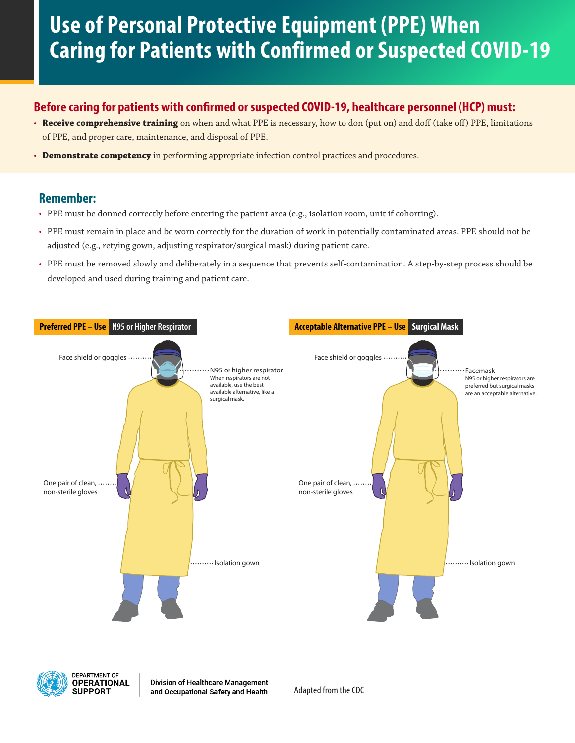# Use of Personal Protective Equipment (PPE) When Caring for Patients with Confirmed or Suspected COVID-19

## Before caring for patients with confirmed or suspected COVID-19, healthcare personnel (HCP) must:

- **Receive comprehensive training** on when and what PPE is necessary, how to don (put on) and doff (take off) PPE, limitations of PPE, and proper care, maintenance, and disposal of PPE.
- **Demonstrate competency** in performing appropriate infection control practices and procedures.

## Remember:

- PPE must be donned correctly before entering the patient area (e.g., isolation room, unit if cohorting).
- PPE must remain in place and be worn correctly for the duration of work in potentially contaminated areas. PPE should not be adjusted (e.g., retying gown, adjusting respirator/surgical mask) during patient care.
- PPE must be removed slowly and deliberately in a sequence that prevents self-contamination. A step-by-step process should be developed and used during training and patient care.

### Preferred PPE – Use N95 or Higher Respirator

- Face shield or goggles
- N95 or higher respirator
  When respirators are not available, use the best available alternative, like a surgical mask.
- One pair of clean, non-sterile gloves
- Isolation gown

### Acceptable Alternative PPE – Use Surgical Mask

- Face shield or goggles
- Facemask
  N95 or higher respirators are preferred but surgical masks are an acceptable alternative.
- One pair of clean, non-sterile gloves
- Isolation gown

Department of Operational Support | Division of Healthcare Management and Occupational Safety and Health

Adapted from the CDC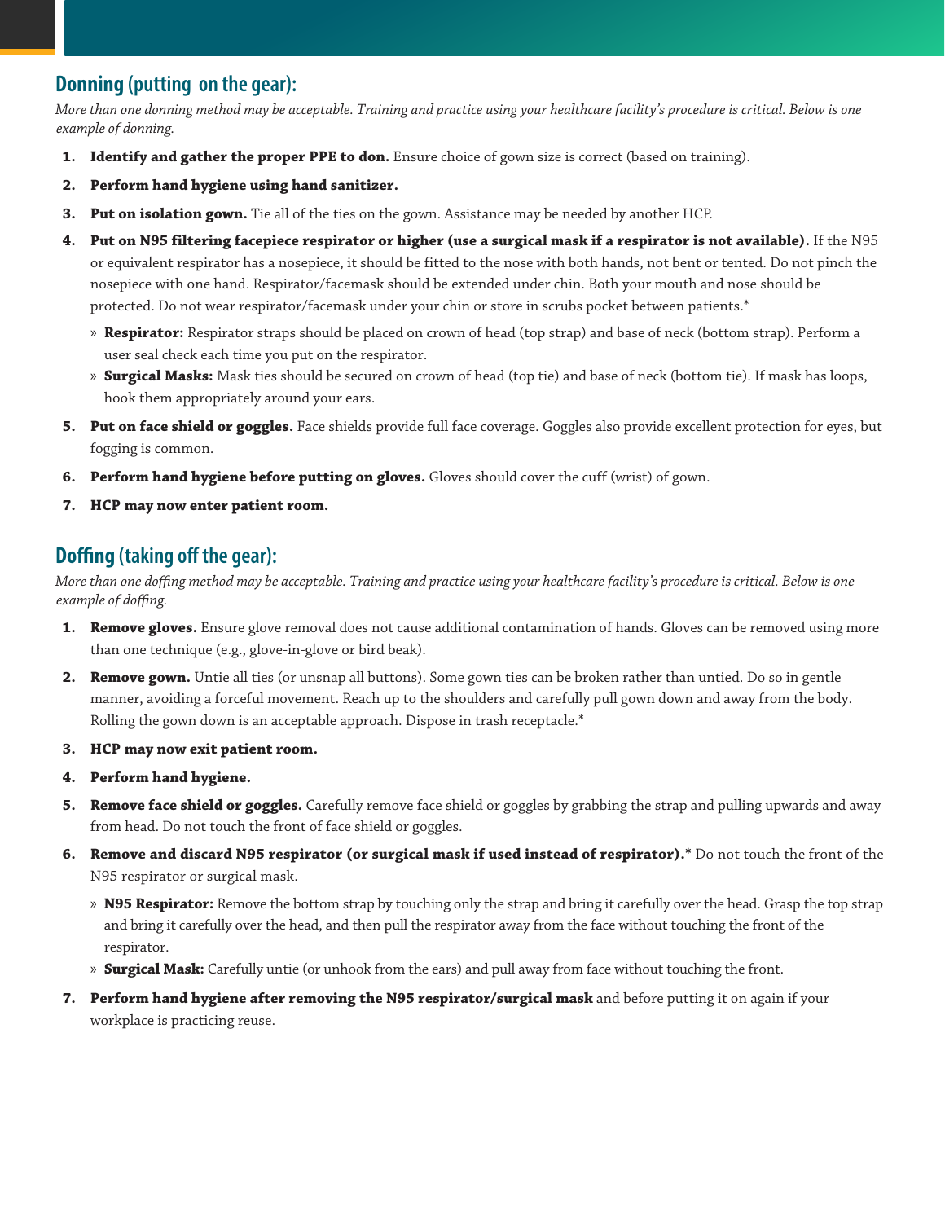## **Donning** (putting on the gear):

*More than one donning method may be acceptable. Training and practice using your healthcare facility's procedure is critical. Below is one example of donning.*

1. **Identify and gather the proper PPE to don.** Ensure choice of gown size is correct (based on training).
2. **Perform hand hygiene using hand sanitizer.**
3. **Put on isolation gown.** Tie all of the ties on the gown. Assistance may be needed by another HCP.
4. **Put on N95 filtering facepiece respirator or higher (use a surgical mask if a respirator is not available).** If the N95 or equivalent respirator has a nosepiece, it should be fitted to the nose with both hands, not bent or tented. Do not pinch the nosepiece with one hand. Respirator/facemask should be extended under chin. Both your mouth and nose should be protected. Do not wear respirator/facemask under your chin or store in scrubs pocket between patients.*
   - **Respirator:** Respirator straps should be placed on crown of head (top strap) and base of neck (bottom strap). Perform a user seal check each time you put on the respirator.
   - **Surgical Masks:** Mask ties should be secured on crown of head (top tie) and base of neck (bottom tie). If mask has loops, hook them appropriately around your ears.
5. **Put on face shield or goggles.** Face shields provide full face coverage. Goggles also provide excellent protection for eyes, but fogging is common.
6. **Perform hand hygiene before putting on gloves.** Gloves should cover the cuff (wrist) of gown.
7. **HCP may now enter patient room.**

## **Doffing** (taking off the gear):

*More than one doffing method may be acceptable. Training and practice using your healthcare facility's procedure is critical. Below is one example of doffing.*

1. **Remove gloves.** Ensure glove removal does not cause additional contamination of hands. Gloves can be removed using more than one technique (e.g., glove-in-glove or bird beak).
2. **Remove gown.** Untie all ties (or unsnap all buttons). Some gown ties can be broken rather than untied. Do so in gentle manner, avoiding a forceful movement. Reach up to the shoulders and carefully pull gown down and away from the body. Rolling the gown down is an acceptable approach. Dispose in trash receptacle.*
3. **HCP may now exit patient room.**
4. **Perform hand hygiene.**
5. **Remove face shield or goggles.** Carefully remove face shield or goggles by grabbing the strap and pulling upwards and away from head. Do not touch the front of face shield or goggles.
6. **Remove and discard N95 respirator (or surgical mask if used instead of respirator).*** Do not touch the front of the N95 respirator or surgical mask.
   - **N95 Respirator:** Remove the bottom strap by touching only the strap and bring it carefully over the head. Grasp the top strap and bring it carefully over the head, and then pull the respirator away from the face without touching the front of the respirator.
   - **Surgical Mask:** Carefully untie (or unhook from the ears) and pull away from face without touching the front.
7. **Perform hand hygiene after removing the N95 respirator/surgical mask** and before putting it on again if your workplace is practicing reuse.